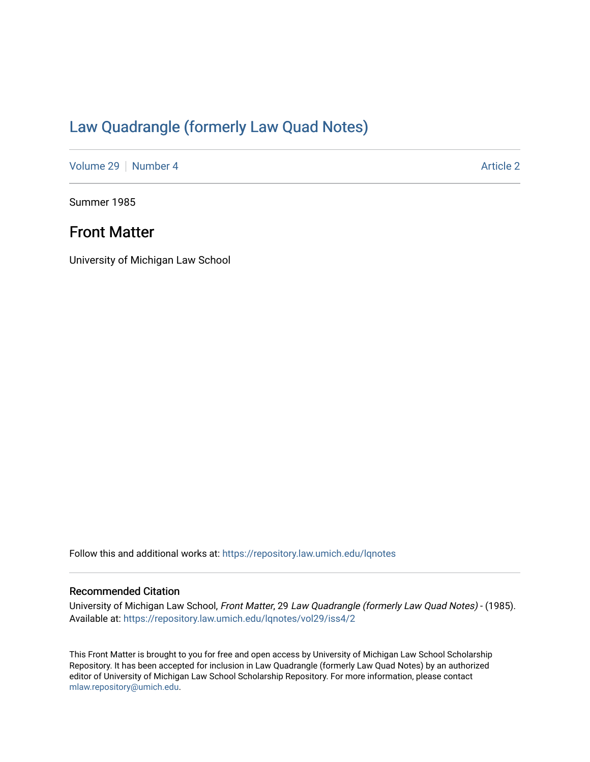# Law Quadrangle (formerly Law Quad Notes)

Volume 29 | Number 4 Article 2

Summer 1985

## Front Matter

University of Michigan Law School

Follow this and additional works at: https://repository.law.umich.edu/lqnotes

### Recommended Citation

University of Michigan Law School, *Front Matter*, 29 *Law Quadrangle (formerly Law Quad Notes)* - (1985). Available at: https://repository.law.umich.edu/lqnotes/vol29/iss4/2

This Front Matter is brought to you for free and open access by University of Michigan Law School Scholarship Repository. It has been accepted for inclusion in Law Quadrangle (formerly Law Quad Notes) by an authorized editor of University of Michigan Law School Scholarship Repository. For more information, please contact mlaw.repository@umich.edu.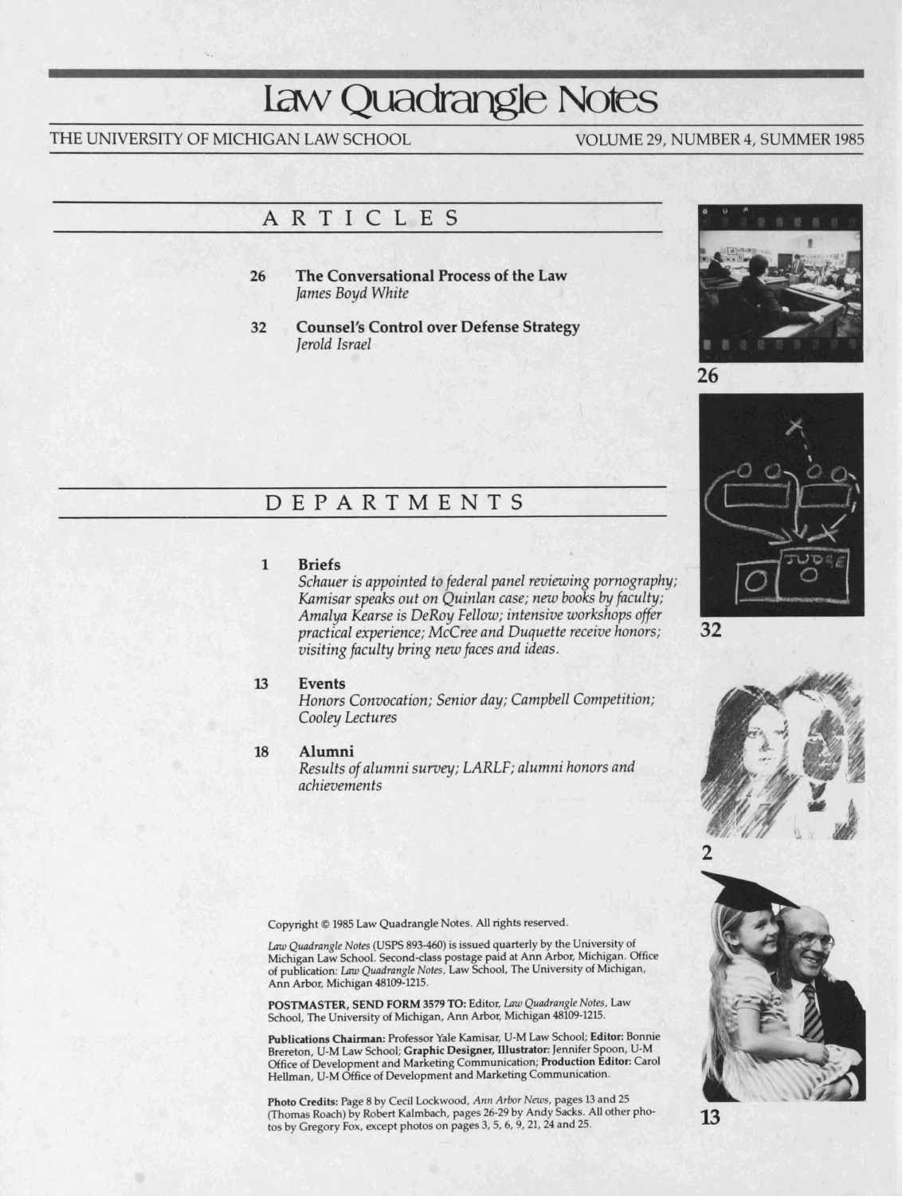# Law Quadrangle Notes

THE UNIVERSITY OF MICHIGAN LAW SCHOOL — VOLUME 29, NUMBER 4, SUMMER 1985

## ARTICLES

**26** **The Conversational Process of the Law**
*James Boyd White*

**32** **Counsel's Control over Defense Strategy**
*Jerold Israel*

## DEPARTMENTS

**1** **Briefs**
*Schauer is appointed to federal panel reviewing pornography; Kamisar speaks out on Quinlan case; new books by faculty; Amalya Kearse is DeRoy Fellow; intensive workshops offer practical experience; McCree and Duquette receive honors; visiting faculty bring new faces and ideas.*

**13** **Events**
*Honors Convocation; Senior day; Campbell Competition; Cooley Lectures*

**18** **Alumni**
*Results of alumni survey; LARLF; alumni honors and achievements*

26

32

2

13

Copyright © 1985 Law Quadrangle Notes. All rights reserved.

*Law Quadrangle Notes* (USPS 893-460) is issued quarterly by the University of Michigan Law School. Second-class postage paid at Ann Arbor, Michigan. Office of publication: *Law Quadrangle Notes*, Law School, The University of Michigan, Ann Arbor, Michigan 48109-1215.

**POSTMASTER, SEND FORM 3579 TO:** Editor, *Law Quadrangle Notes*, Law School, The University of Michigan, Ann Arbor, Michigan 48109-1215.

**Publications Chairman:** Professor Yale Kamisar, U-M Law School; **Editor:** Bonnie Brereton, U-M Law School; **Graphic Designer, Illustrator:** Jennifer Spoon, U-M Office of Development and Marketing Communication; **Production Editor:** Carol Hellman, U-M Office of Development and Marketing Communication.

**Photo Credits:** Page 8 by Cecil Lockwood, *Ann Arbor News*, pages 13 and 25 (Thomas Roach) by Robert Kalmbach, pages 26-29 by Andy Sacks. All other photos by Gregory Fox, except photos on pages 3, 5, 6, 9, 21, 24 and 25.